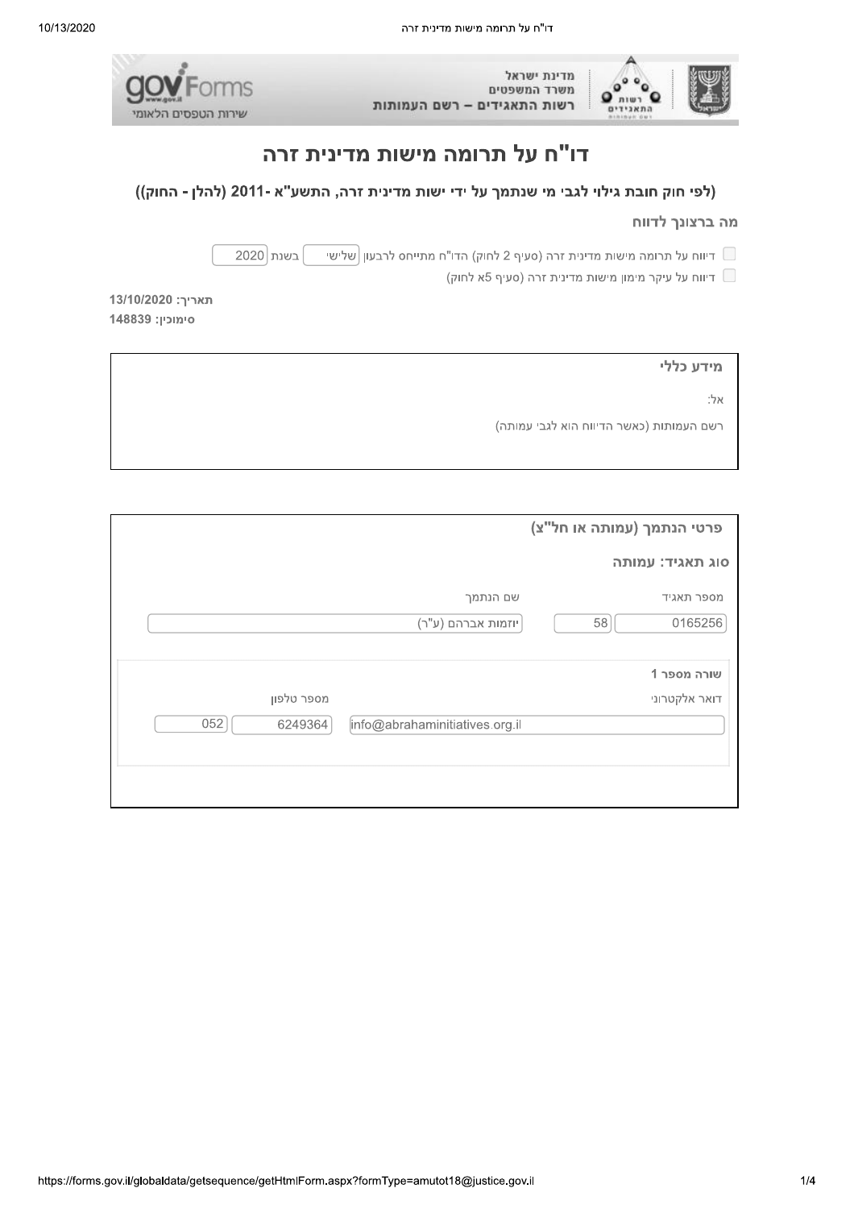מדינת ישראל
משרד המשפטים
רשות התאגידים – רשם העמותות

# דו"ח על תרומה מישות מדינית זרה

## (לפי חוק חובת גילוי לגבי מי שנתמך על ידי ישות מדינית זרה, התשע"א -2011 (להלן - החוק))

### מה ברצונך לדווח

- ☐ דיווח על תרומה מישות מדינית זרה (סעיף 2 לחוק) הדו"ח מתייחס לרבעון שלישי בשנת 2020
- ☐ דיווח על עיקר מימון מישות מדינית זרה (סעיף 5א לחוק)

**תאריך: 13/10/2020**
**סימוכין: 148839**

### מידע כללי

אל:

רשם העמותות (כאשר הדיווח הוא לגבי עמותה)

### פרטי הנתמך (עמותה או חל"צ)

**סוג תאגיד: עמותה**

| מספר תאגיד | | שם הנתמך |
|---|---|---|
| 0165256 | 58 | יוזמות אברהם (ע"ר) |

**שורה מספר 1**

| דואר אלקטרוני | מספר טלפון | |
|---|---|---|
| info@abrahaminitiatives.org.il | 6249364 | 052 |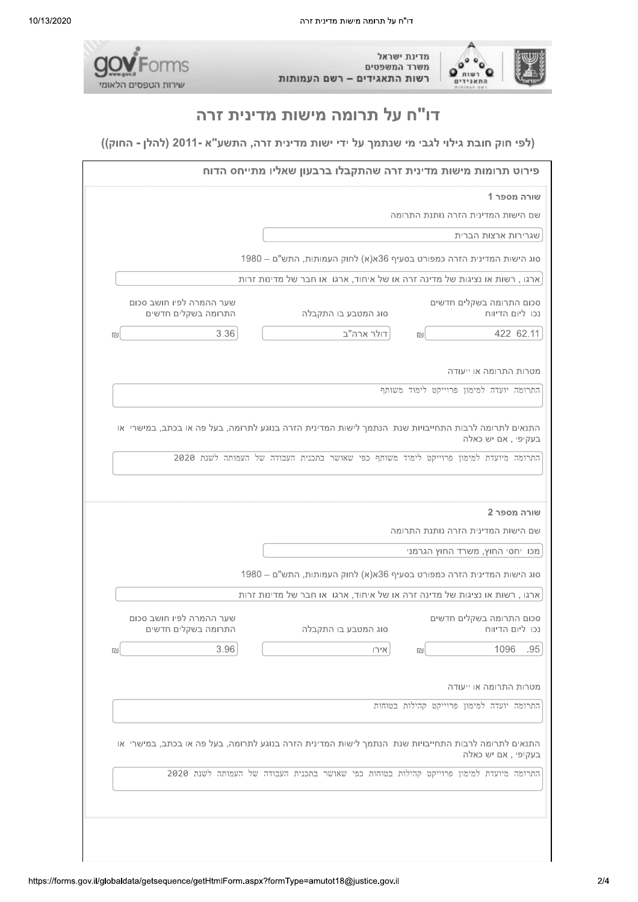מדינת ישראל
משרד המשפטים
רשות התאגידים – רשם העמותות

gov Forms
שירות הטפסים הלאומי

# דו"ח על תרומה מישות מדינית זרה

## (לפי חוק חובת גילוי לגבי מי שנתמך על ידי ישות מדינית זרה, התשע"א -2011 (להלן - החוק))

### פירוט תרומות מישות מדינית זרה שהתקבלו ברבעון שאליו מתייחס הדוח

**שורה מספר 1**

שם הישות המדינית הזרה נותנת התרומה

שגרירות ארצות הברית

סוג הישות המדינית הזרה כמפורט בסעיף 36א(א) לחוק העמותות, התש"ם – 1980

ארגו , רשות או נציגות של מדינה זרה או של איחוד, ארגו או חבר של מדינות זרות

| סכום התרומה בשקלים חדשים נכו ליום הדיווח | סוג המטבע בו התקבלה | שער ההמרה לפיו חושב סכום התרומה בשקלים חדשים |
|---|---|---|
| 422 62.11 ₪ | דולר ארה"ב | 3.36 ₪ |

מטרות התרומה או ייעודה

התרומה יועדה למימון פרוייקט לימוד משותף

התנאים לתרומה לרבות התחייבויות שנת הנתמך לישות המדינית הזרה בנוגע לתרומה, בעל פה או בכתב, במישרי או בעקיפי , אם יש כאלה

התרומה מיועדת למימון פרוייקט לימוד משותף כפי שאושר בתכנית העבודה של העמותה לשנת 2020

**שורה מספר 2**

שם הישות המדינית הזרה נותנת התרומה

מכו יחסי החוץ, משרד החוץ הגרמני

סוג הישות המדינית הזרה כמפורט בסעיף 36א(א) לחוק העמותות, התש"ם – 1980

ארגו , רשות או נציגות של מדינה זרה או של איחוד, ארגו או חבר של מדינות זרות

| סכום התרומה בשקלים חדשים נכו ליום הדיווח | סוג המטבע בו התקבלה | שער ההמרה לפיו חושב סכום התרומה בשקלים חדשים |
|---|---|---|
| 1096 .95 ₪ | אירו | 3.96 ₪ |

מטרות התרומה או ייעודה

התרומה יועדה למימון פרוייקט קהילות בטוחות

התנאים לתרומה לרבות התחייבויות שנת הנתמך לישות המדינית הזרה בנוגע לתרומה, בעל פה או בכתב, במישרי או בעקיפי , אם יש כאלה

התרומה מיועדת למימון פרוייקט קהילות בטוחות כפי שאושר בתכנית העבודה של העמותה לשנת 2020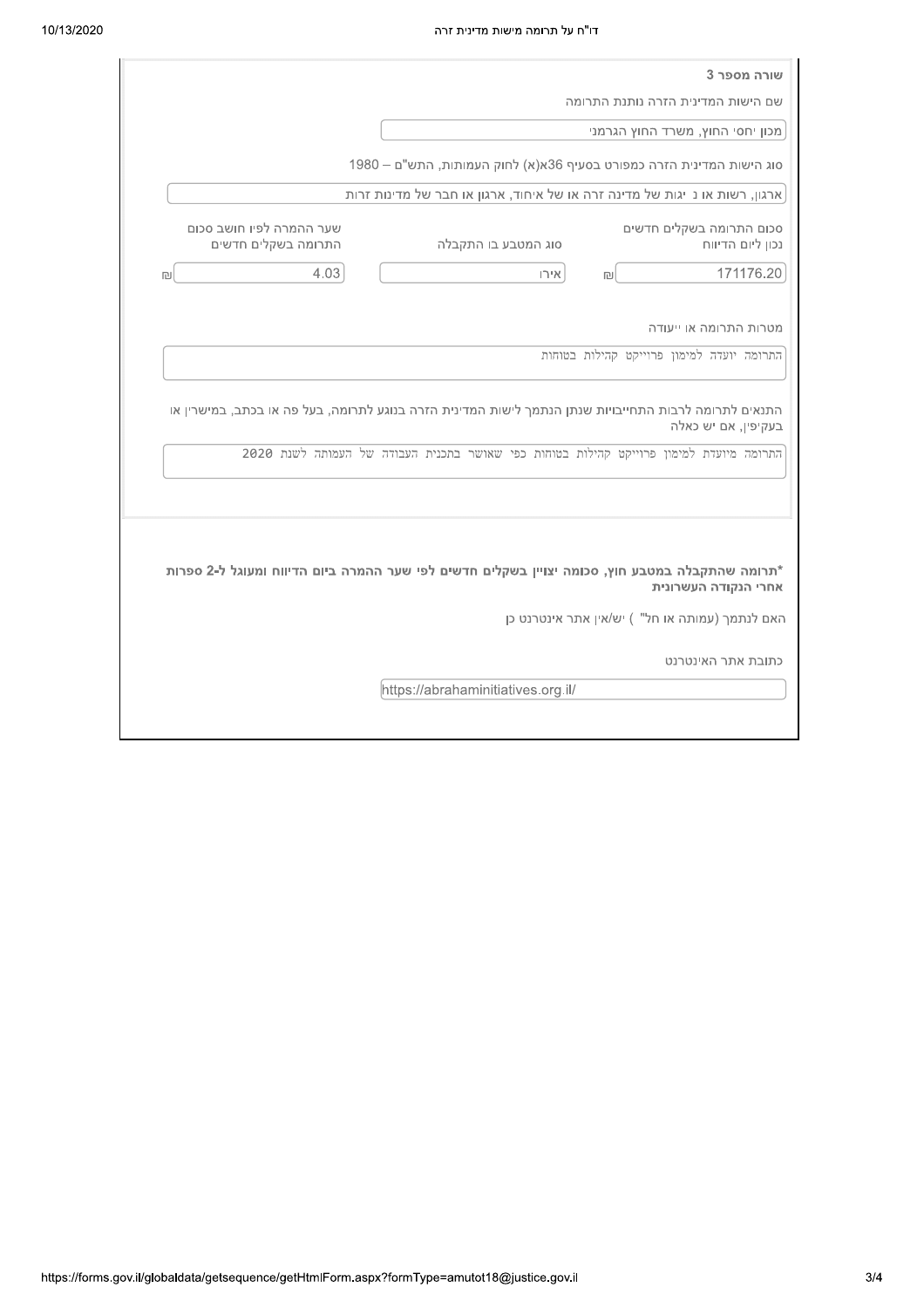**שורה מספר 3**

שם הישות המדינית הזרה נותנת התרומה

מכון יחסי החוץ, משרד החוץ הגרמני

סוג הישות המדינית הזרה כמפורט בסעיף 36א(א) לחוק העמותות, התש"ם – 1980

ארגון, רשות או נ יגות של מדינה זרה או של איחוד, ארגון או חבר של מדינות זרות

| סכום התרומה בשקלים חדשים נכון ליום הדיווח | סוג המטבע בו התקבלה | שער ההמרה לפיו חושב סכום התרומה בשקלים חדשים |
| --- | --- | --- |
| 171176.20 ₪ | אירו | 4.03 ₪ |

מטרות התרומה או ייעודה

התרומה יועדה למימון פרוייקט קהילות בטוחות

התנאים לתרומה לרבות התחייבויות שנתן הנתמך לישות המדינית הזרה בנוגע לתרומה, בעל פה או בכתב, במישרין או בעקיפין, אם יש כאלה

התרומה מיועדת למימון פרוייקט קהילות בטוחות כפי שאושר בתכנית העבודה של העמותה לשנת 2020

**\*תרומה שהתקבלה במטבע חוץ, סכומה יצויין בשקלים חדשים לפי שער ההמרה ביום הדיווח ומעוגל ל-2 ספרות אחרי הנקודה העשרונית**

האם לנתמך (עמותה או חל"צ) יש/אין אתר אינטרנט כן

כתובת אתר האינטרנט

https://abrahaminitiatives.org.il/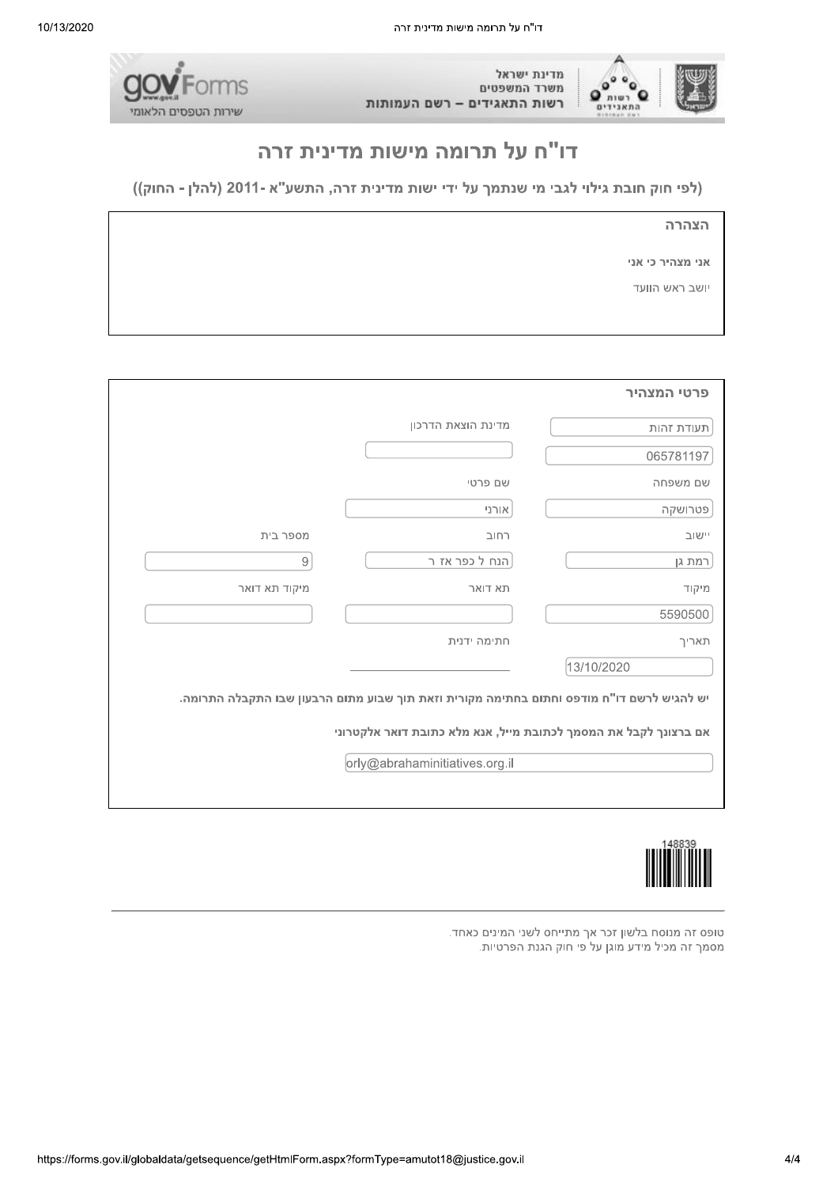מדינת ישראל
משרד המשפטים
רשות התאגידים – רשם העמותות

# דו"ח על תרומה מישות מדינית זרה

**(לפי חוק חובת גילוי לגבי מי שנתמך על ידי ישות מדינית זרה, התשע"א -2011 (להלן - החוק))**

## הצהרה

**אני מצהיר כי אני**

יושב ראש הוועד

## פרטי המצהיר

| | | |
|---|---|---|
| תעודת זהות | מדינת הוצאת הדרכון | |
| 065781197 | | |
| שם משפחה | שם פרטי | |
| פטרושקה | אורני | |
| יישוב | רחוב | מספר בית |
| רמת גן | הנח ל כפר אז ר | 9 |
| מיקוד | תא דואר | מיקוד תא דואר |
| 5590500 | | |
| תאריך | חתימה ידנית | |
| 13/10/2020 | | |

**יש להגיש לרשם דו"ח מודפס וחתום בחתימה מקורית וזאת תוך שבוע מתום הרבעון שבו התקבלה התרומה.**

**אם ברצונך לקבל את המסמך לכתובת מייל, אנא מלא כתובת דואר אלקטרוני**

orly@abrahaminitiatives.org.il

148839

טופס זה מנוסח בלשון זכר אך מתייחס לשני המינים כאחד.
מסמך זה מכיל מידע מוגן על פי חוק הגנת הפרטיות.